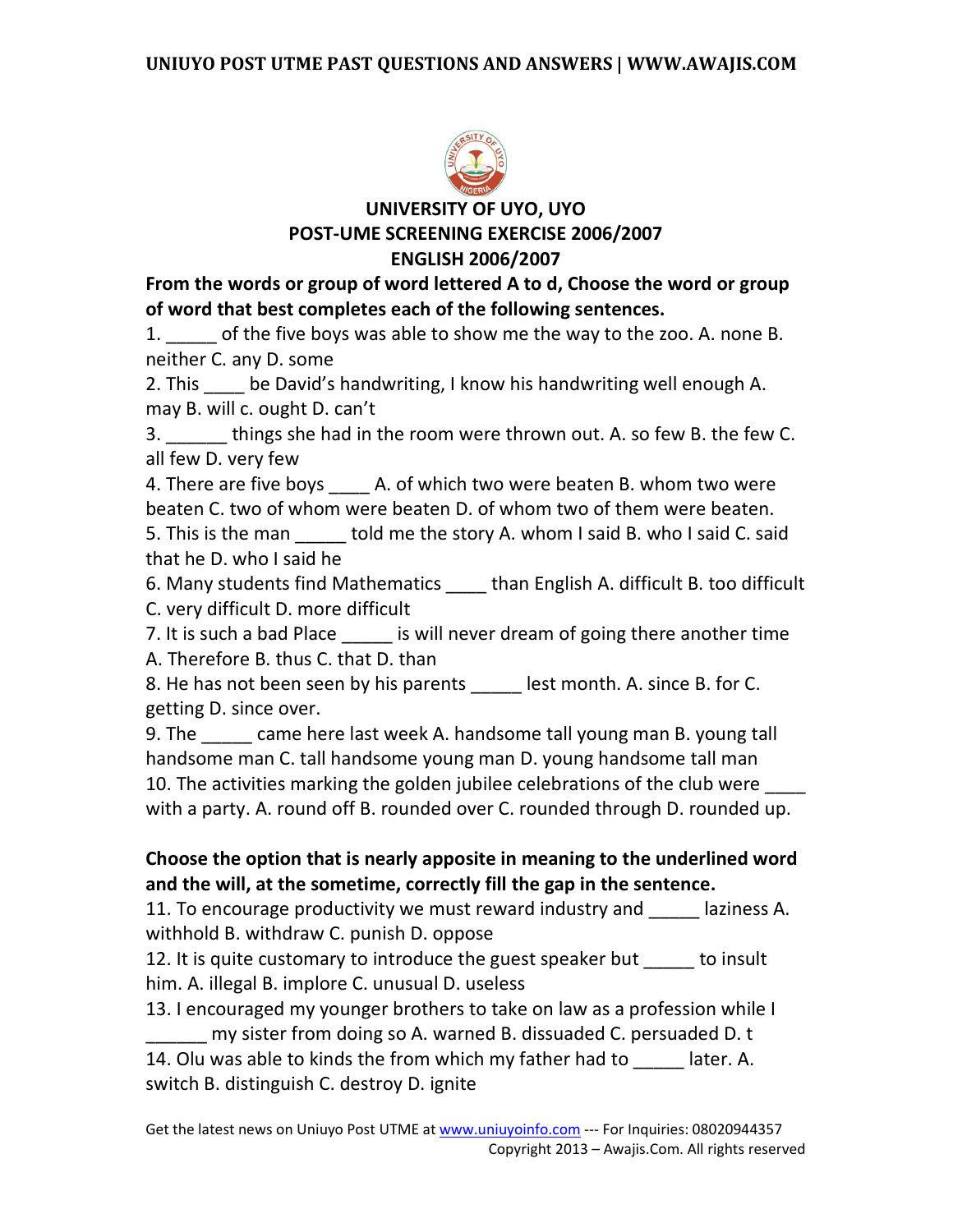## UNIVERSITY OF UYO, UYO
## POST-UME SCREENING EXERCISE 2006/2007
## ENGLISH 2006/2007

**From the words or group of word lettered A to d, Choose the word or group of word that best completes each of the following sentences.**

1. _____ of the five boys was able to show me the way to the zoo. A. none B. neither C. any D. some
2. This ____ be David's handwriting, I know his handwriting well enough A. may B. will c. ought D. can't
3. ______ things she had in the room were thrown out. A. so few B. the few C. all few D. very few
4. There are five boys ____ A. of which two were beaten B. whom two were beaten C. two of whom were beaten D. of whom two of them were beaten.
5. This is the man _____ told me the story A. whom I said B. who I said C. said that he D. who I said he
6. Many students find Mathematics ____ than English A. difficult B. too difficult C. very difficult D. more difficult
7. It is such a bad Place _____ is will never dream of going there another time A. Therefore B. thus C. that D. than
8. He has not been seen by his parents _____ lest month. A. since B. for C. getting D. since over.
9. The _____ came here last week A. handsome tall young man B. young tall handsome man C. tall handsome young man D. young handsome tall man
10. The activities marking the golden jubilee celebrations of the club were ____ with a party. A. round off B. rounded over C. rounded through D. rounded up.

**Choose the option that is nearly apposite in meaning to the underlined word and the will, at the sometime, correctly fill the gap in the sentence.**

11. To encourage productivity we must reward industry and _____ laziness A. withhold B. withdraw C. punish D. oppose
12. It is quite customary to introduce the guest speaker but _____ to insult him. A. illegal B. implore C. unusual D. useless
13. I encouraged my younger brothers to take on law as a profession while I ______ my sister from doing so A. warned B. dissuaded C. persuaded D. t
14. Olu was able to kinds the from which my father had to _____ later. A. switch B. distinguish C. destroy D. ignite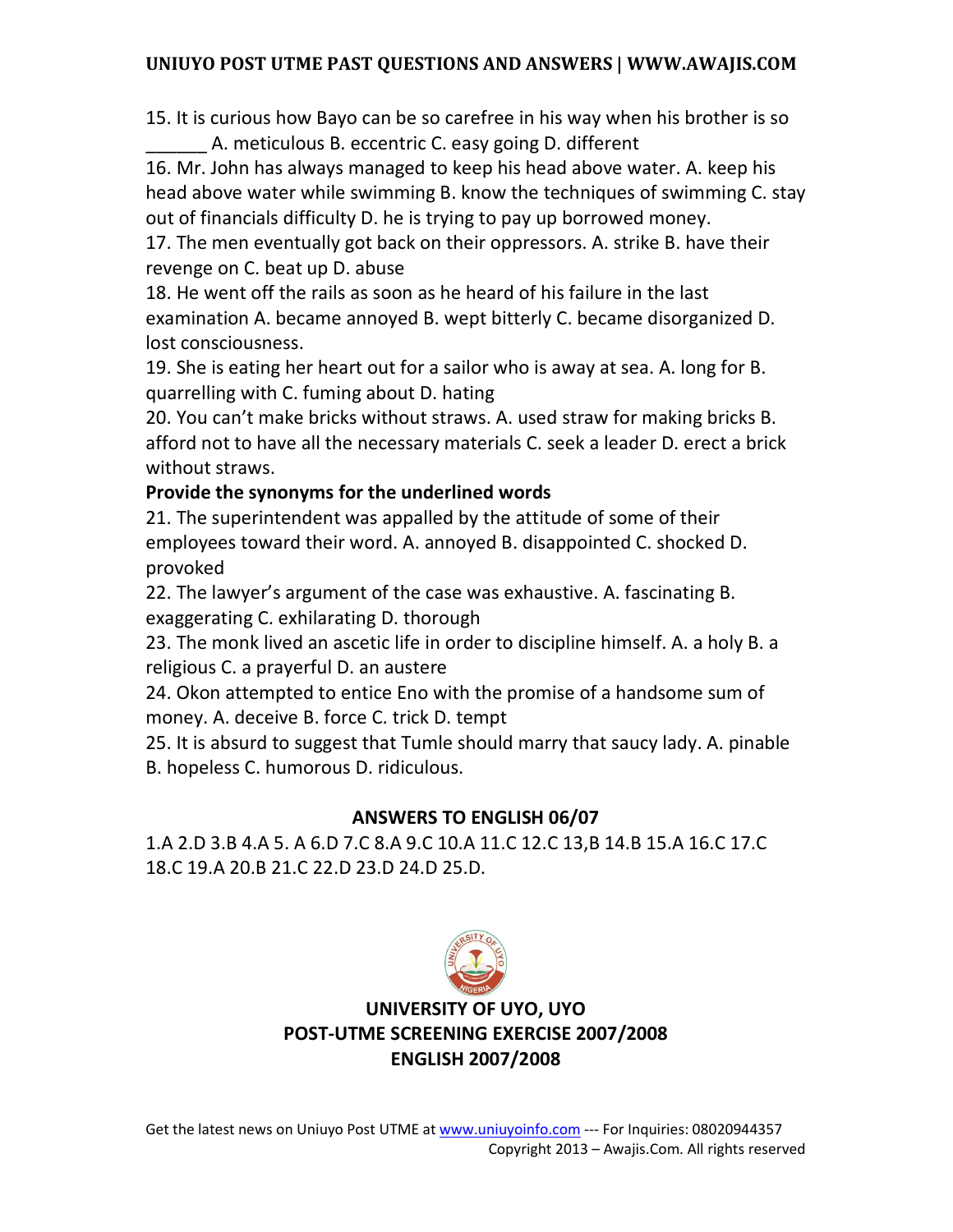15. It is curious how Bayo can be so carefree in his way when his brother is so ______ A. meticulous B. eccentric C. easy going D. different

16. Mr. John has always managed to keep his head above water. A. keep his head above water while swimming B. know the techniques of swimming C. stay out of financials difficulty D. he is trying to pay up borrowed money.

17. The men eventually got back on their oppressors. A. strike B. have their revenge on C. beat up D. abuse

18. He went off the rails as soon as he heard of his failure in the last examination A. became annoyed B. wept bitterly C. became disorganized D. lost consciousness.

19. She is eating her heart out for a sailor who is away at sea. A. long for B. quarrelling with C. fuming about D. hating

20. You can't make bricks without straws. A. used straw for making bricks B. afford not to have all the necessary materials C. seek a leader D. erect a brick without straws.

**Provide the synonyms for the underlined words**

21. The superintendent was appalled by the attitude of some of their employees toward their word. A. annoyed B. disappointed C. shocked D. provoked

22. The lawyer's argument of the case was exhaustive. A. fascinating B. exaggerating C. exhilarating D. thorough

23. The monk lived an ascetic life in order to discipline himself. A. a holy B. a religious C. a prayerful D. an austere

24. Okon attempted to entice Eno with the promise of a handsome sum of money. A. deceive B. force C. trick D. tempt

25. It is absurd to suggest that Tumle should marry that saucy lady. A. pinable B. hopeless C. humorous D. ridiculous.

## ANSWERS TO ENGLISH 06/07

1.A 2.D 3.B 4.A 5. A 6.D 7.C 8.A 9.C 10.A 11.C 12.C 13,B 14.B 15.A 16.C 17.C 18.C 19.A 20.B 21.C 22.D 23.D 24.D 25.D.

## UNIVERSITY OF UYO, UYO
## POST-UTME SCREENING EXERCISE 2007/2008
## ENGLISH 2007/2008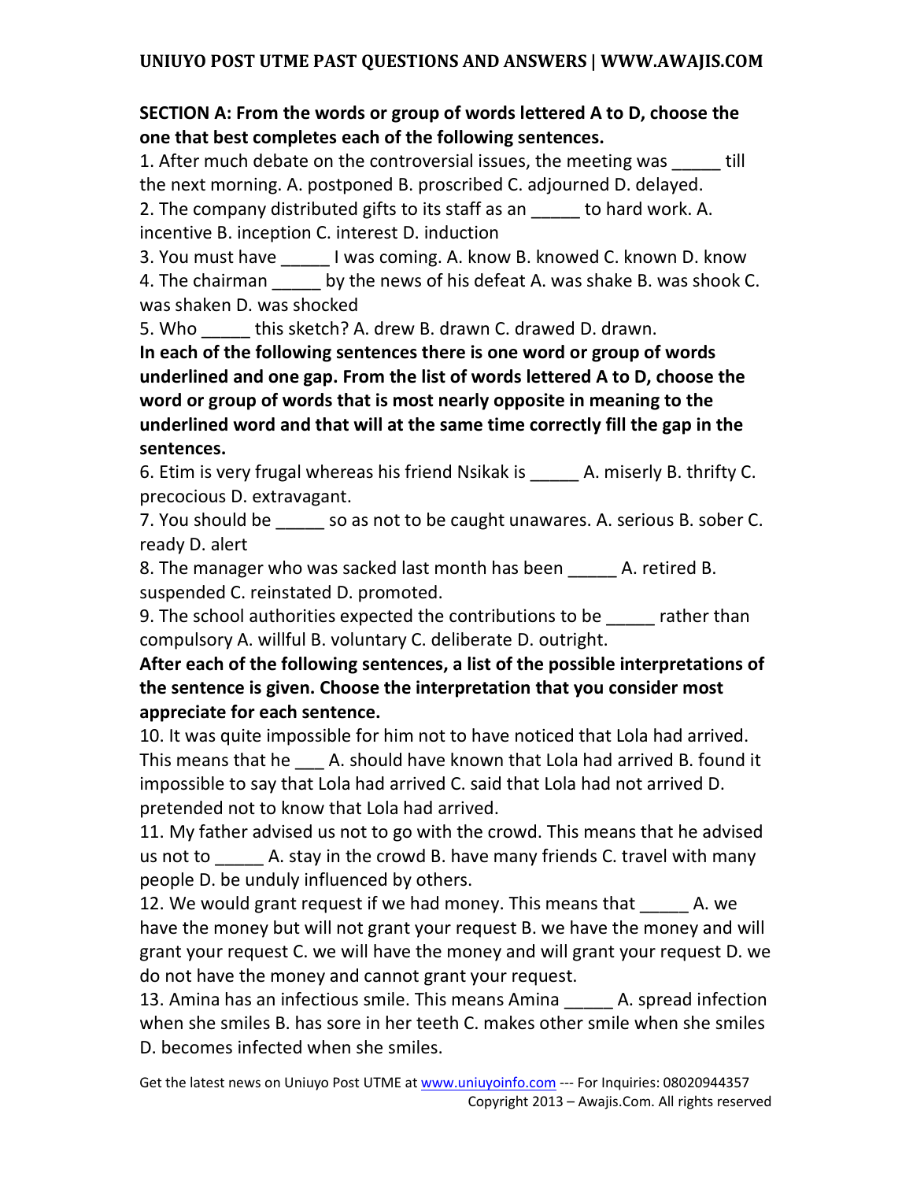**SECTION A: From the words or group of words lettered A to D, choose the one that best completes each of the following sentences.**

1. After much debate on the controversial issues, the meeting was _____ till the next morning. A. postponed B. proscribed C. adjourned D. delayed.
2. The company distributed gifts to its staff as an _____ to hard work. A. incentive B. inception C. interest D. induction
3. You must have _____ I was coming. A. know B. knowed C. known D. know
4. The chairman _____ by the news of his defeat A. was shake B. was shook C. was shaken D. was shocked
5. Who _____ this sketch? A. drew B. drawn C. drawed D. drawn.

**In each of the following sentences there is one word or group of words underlined and one gap. From the list of words lettered A to D, choose the word or group of words that is most nearly opposite in meaning to the underlined word and that will at the same time correctly fill the gap in the sentences.**

6. Etim is very frugal whereas his friend Nsikak is _____ A. miserly B. thrifty C. precocious D. extravagant.
7. You should be _____ so as not to be caught unawares. A. serious B. sober C. ready D. alert
8. The manager who was sacked last month has been _____ A. retired B. suspended C. reinstated D. promoted.
9. The school authorities expected the contributions to be _____ rather than compulsory A. willful B. voluntary C. deliberate D. outright.

**After each of the following sentences, a list of the possible interpretations of the sentence is given. Choose the interpretation that you consider most appreciate for each sentence.**

10. It was quite impossible for him not to have noticed that Lola had arrived. This means that he ___ A. should have known that Lola had arrived B. found it impossible to say that Lola had arrived C. said that Lola had not arrived D. pretended not to know that Lola had arrived.
11. My father advised us not to go with the crowd. This means that he advised us not to _____ A. stay in the crowd B. have many friends C. travel with many people D. be unduly influenced by others.
12. We would grant request if we had money. This means that _____ A. we have the money but will not grant your request B. we have the money and will grant your request C. we will have the money and will grant your request D. we do not have the money and cannot grant your request.
13. Amina has an infectious smile. This means Amina _____ A. spread infection when she smiles B. has sore in her teeth C. makes other smile when she smiles D. becomes infected when she smiles.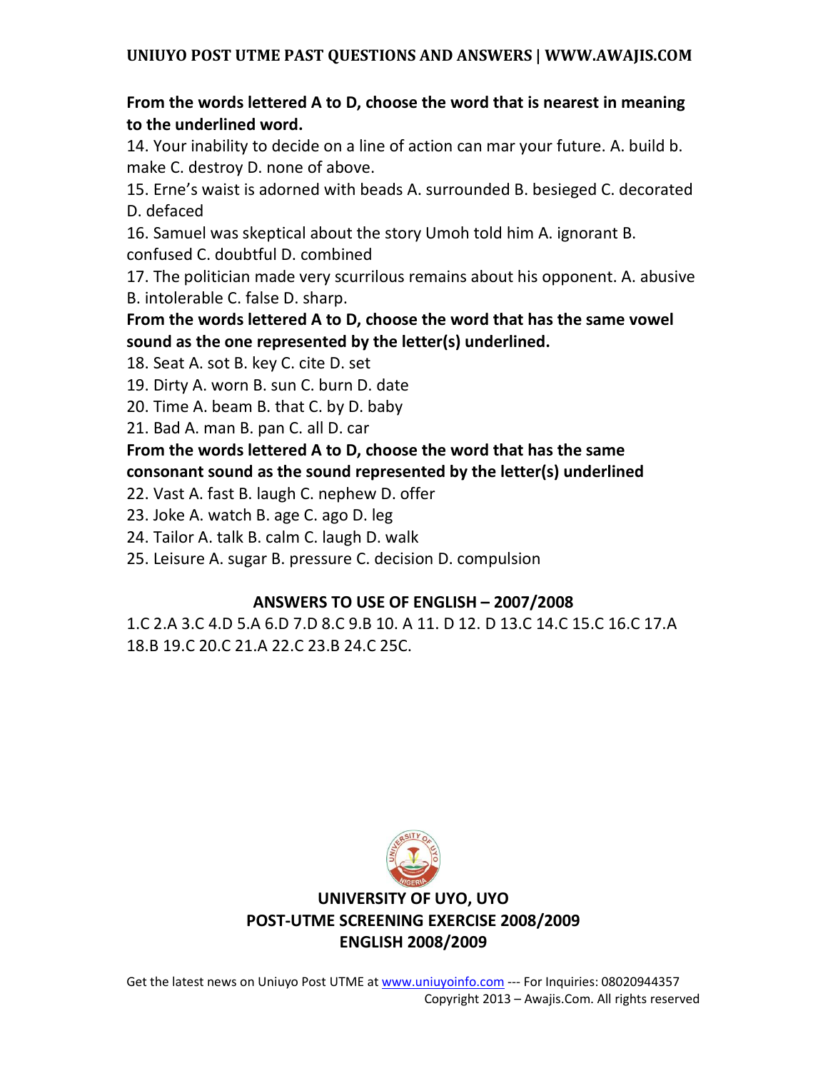**From the words lettered A to D, choose the word that is nearest in meaning to the underlined word.**

14. Your inability to decide on a line of action can mar your future. A. build b. make C. destroy D. none of above.
15. Erne's waist is adorned with beads A. surrounded B. besieged C. decorated D. defaced
16. Samuel was skeptical about the story Umoh told him A. ignorant B. confused C. doubtful D. combined
17. The politician made very scurrilous remains about his opponent. A. abusive B. intolerable C. false D. sharp.

**From the words lettered A to D, choose the word that has the same vowel sound as the one represented by the letter(s) underlined.**

18. Seat A. sot B. key C. cite D. set
19. Dirty A. worn B. sun C. burn D. date
20. Time A. beam B. that C. by D. baby
21. Bad A. man B. pan C. all D. car

**From the words lettered A to D, choose the word that has the same consonant sound as the sound represented by the letter(s) underlined**

22. Vast A. fast B. laugh C. nephew D. offer
23. Joke A. watch B. age C. ago D. leg
24. Tailor A. talk B. calm C. laugh D. walk
25. Leisure A. sugar B. pressure C. decision D. compulsion

## ANSWERS TO USE OF ENGLISH – 2007/2008

1.C 2.A 3.C 4.D 5.A 6.D 7.D 8.C 9.B 10. A 11. D 12. D 13.C 14.C 15.C 16.C 17.A 18.B 19.C 20.C 21.A 22.C 23.B 24.C 25C.

## UNIVERSITY OF UYO, UYO
## POST-UTME SCREENING EXERCISE 2008/2009
## ENGLISH 2008/2009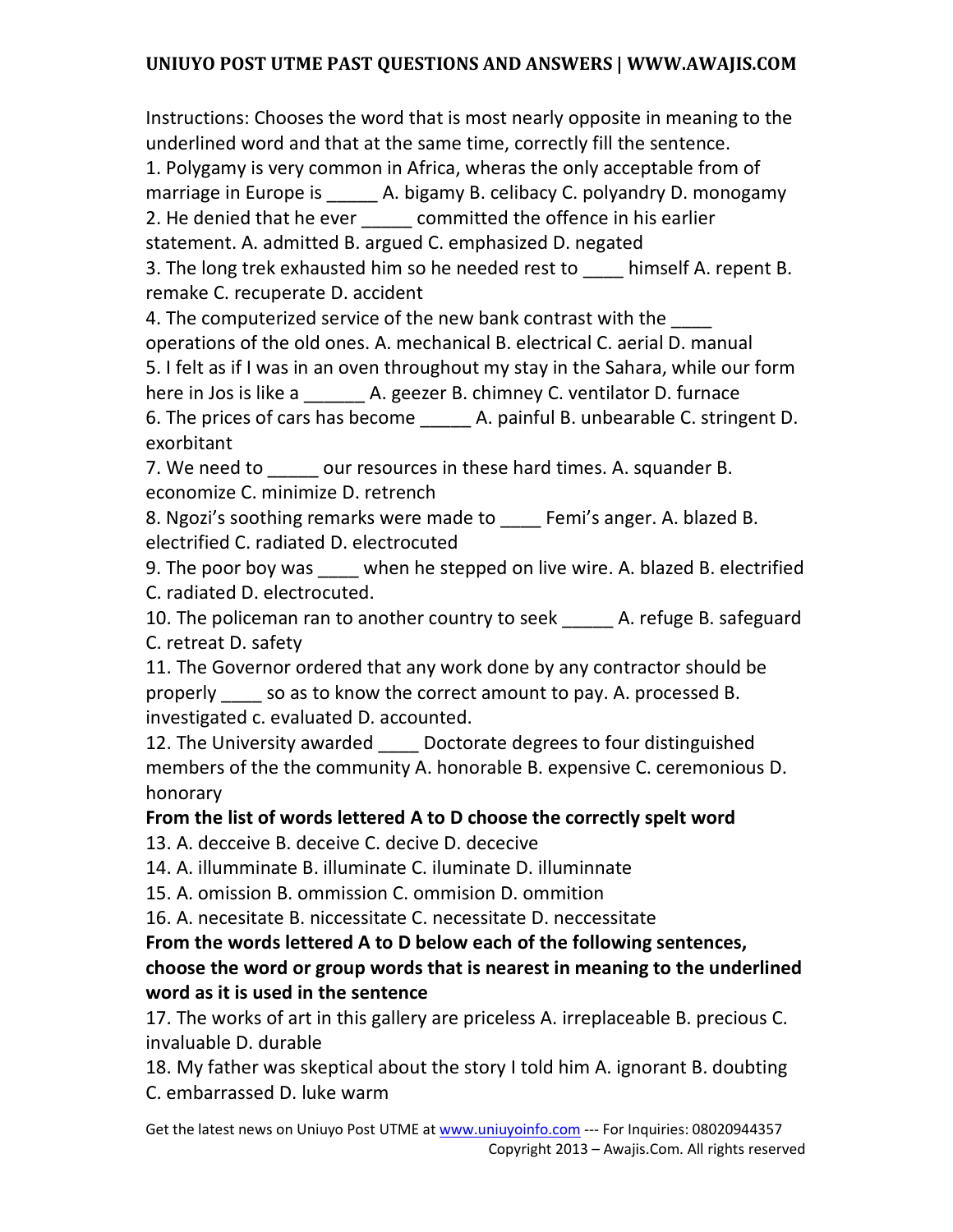Instructions: Chooses the word that is most nearly opposite in meaning to the underlined word and that at the same time, correctly fill the sentence.

1. Polygamy is very common in Africa, wheras the only acceptable from of marriage in Europe is _____ A. bigamy B. celibacy C. polyandry D. monogamy
2. He denied that he ever _____ committed the offence in his earlier statement. A. admitted B. argued C. emphasized D. negated
3. The long trek exhausted him so he needed rest to ____ himself A. repent B. remake C. recuperate D. accident
4. The computerized service of the new bank contrast with the ____ operations of the old ones. A. mechanical B. electrical C. aerial D. manual
5. I felt as if I was in an oven throughout my stay in the Sahara, while our form here in Jos is like a ______ A. geezer B. chimney C. ventilator D. furnace
6. The prices of cars has become _____ A. painful B. unbearable C. stringent D. exorbitant
7. We need to _____ our resources in these hard times. A. squander B. economize C. minimize D. retrench
8. Ngozi's soothing remarks were made to ____ Femi's anger. A. blazed B. electrified C. radiated D. electrocuted
9. The poor boy was ____ when he stepped on live wire. A. blazed B. electrified C. radiated D. electrocuted.
10. The policeman ran to another country to seek _____ A. refuge B. safeguard C. retreat D. safety
11. The Governor ordered that any work done by any contractor should be properly ____ so as to know the correct amount to pay. A. processed B. investigated c. evaluated D. accounted.
12. The University awarded ____ Doctorate degrees to four distinguished members of the the community A. honorable B. expensive C. ceremonious D. honorary

**From the list of words lettered A to D choose the correctly spelt word**

13. A. decceive B. deceive C. decive D. dececive
14. A. illumminate B. illuminate C. iluminate D. illuminnate
15. A. omission B. ommission C. ommision D. ommition
16. A. necesitate B. niccessitate C. necessitate D. neccessitate

**From the words lettered A to D below each of the following sentences, choose the word or group words that is nearest in meaning to the underlined word as it is used in the sentence**

17. The works of art in this gallery are priceless A. irreplaceable B. precious C. invaluable D. durable
18. My father was skeptical about the story I told him A. ignorant B. doubting C. embarrassed D. luke warm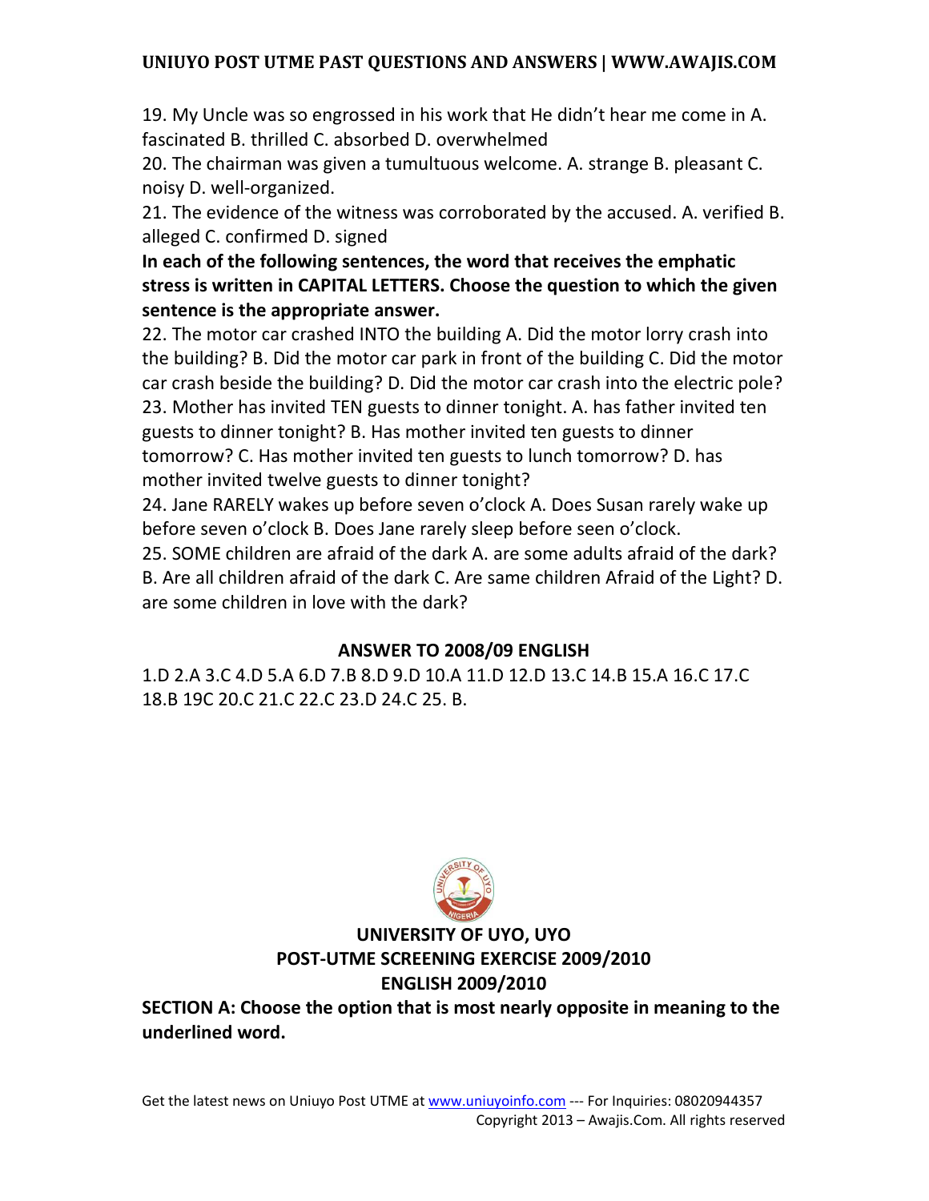19. My Uncle was so engrossed in his work that He didn't hear me come in A. fascinated B. thrilled C. absorbed D. overwhelmed

20. The chairman was given a tumultuous welcome. A. strange B. pleasant C. noisy D. well-organized.

21. The evidence of the witness was corroborated by the accused. A. verified B. alleged C. confirmed D. signed

**In each of the following sentences, the word that receives the emphatic stress is written in CAPITAL LETTERS. Choose the question to which the given sentence is the appropriate answer.**

22. The motor car crashed INTO the building A. Did the motor lorry crash into the building? B. Did the motor car park in front of the building C. Did the motor car crash beside the building? D. Did the motor car crash into the electric pole?

23. Mother has invited TEN guests to dinner tonight. A. has father invited ten guests to dinner tonight? B. Has mother invited ten guests to dinner tomorrow? C. Has mother invited ten guests to lunch tomorrow? D. has mother invited twelve guests to dinner tonight?

24. Jane RARELY wakes up before seven o'clock A. Does Susan rarely wake up before seven o'clock B. Does Jane rarely sleep before seen o'clock.

25. SOME children are afraid of the dark A. are some adults afraid of the dark? B. Are all children afraid of the dark C. Are same children Afraid of the Light? D. are some children in love with the dark?

## ANSWER TO 2008/09 ENGLISH

1.D 2.A 3.C 4.D 5.A 6.D 7.B 8.D 9.D 10.A 11.D 12.D 13.C 14.B 15.A 16.C 17.C 18.B 19C 20.C 21.C 22.C 23.D 24.C 25. B.

## UNIVERSITY OF UYO, UYO
## POST-UTME SCREENING EXERCISE 2009/2010
## ENGLISH 2009/2010

**SECTION A: Choose the option that is most nearly opposite in meaning to the underlined word.**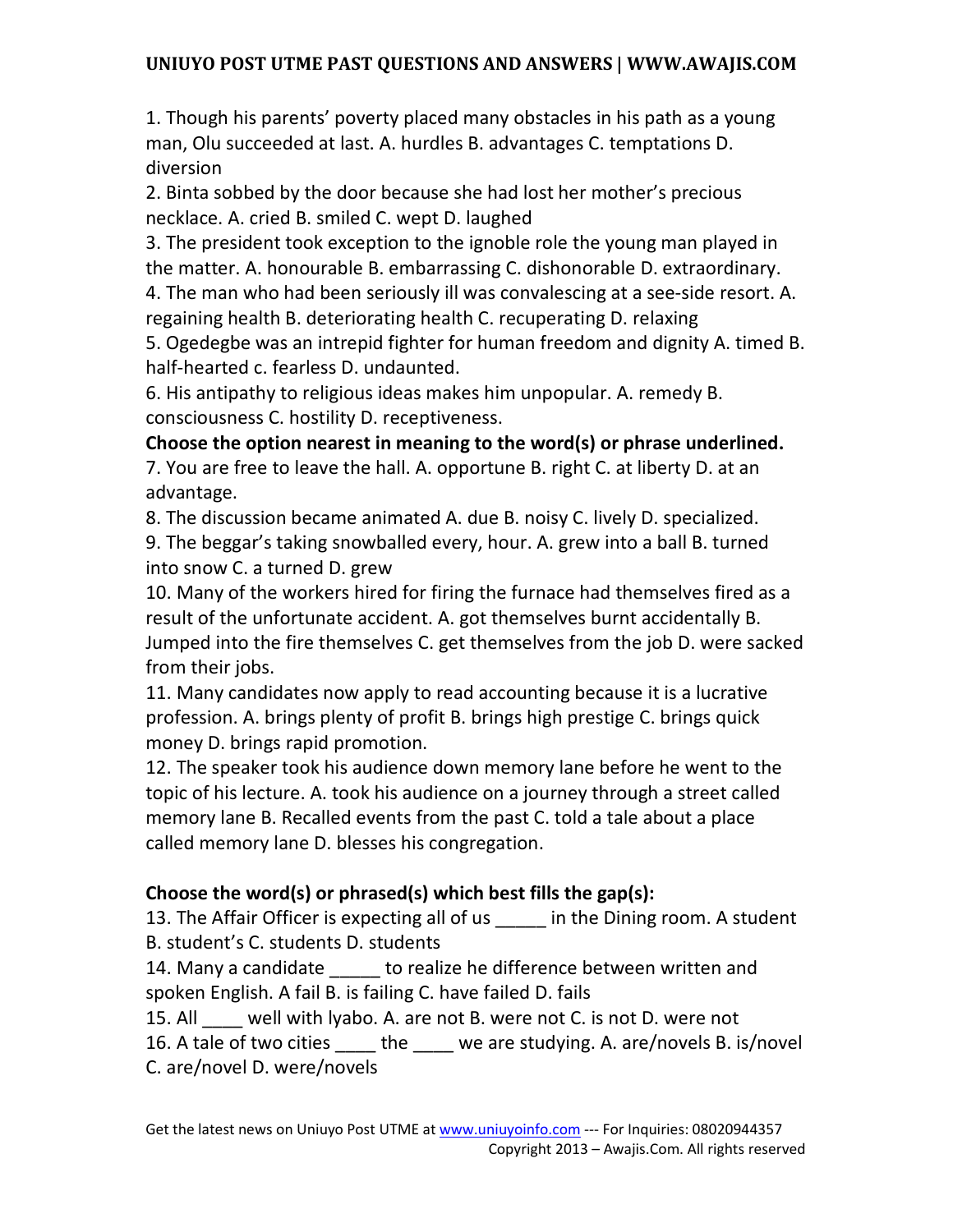1. Though his parents' poverty placed many obstacles in his path as a young man, Olu succeeded at last. A. hurdles B. advantages C. temptations D. diversion

2. Binta sobbed by the door because she had lost her mother's precious necklace. A. cried B. smiled C. wept D. laughed

3. The president took exception to the ignoble role the young man played in the matter. A. honourable B. embarrassing C. dishonorable D. extraordinary.

4. The man who had been seriously ill was convalescing at a see-side resort. A. regaining health B. deteriorating health C. recuperating D. relaxing

5. Ogedegbe was an intrepid fighter for human freedom and dignity A. timed B. half-hearted c. fearless D. undaunted.

6. His antipathy to religious ideas makes him unpopular. A. remedy B. consciousness C. hostility D. receptiveness.

**Choose the option nearest in meaning to the word(s) or phrase underlined.**

7. You are free to leave the hall. A. opportune B. right C. at liberty D. at an advantage.

8. The discussion became animated A. due B. noisy C. lively D. specialized.

9. The beggar's taking snowballed every, hour. A. grew into a ball B. turned into snow C. a turned D. grew

10. Many of the workers hired for firing the furnace had themselves fired as a result of the unfortunate accident. A. got themselves burnt accidentally B. Jumped into the fire themselves C. get themselves from the job D. were sacked from their jobs.

11. Many candidates now apply to read accounting because it is a lucrative profession. A. brings plenty of profit B. brings high prestige C. brings quick money D. brings rapid promotion.

12. The speaker took his audience down memory lane before he went to the topic of his lecture. A. took his audience on a journey through a street called memory lane B. Recalled events from the past C. told a tale about a place called memory lane D. blesses his congregation.

**Choose the word(s) or phrased(s) which best fills the gap(s):**

13. The Affair Officer is expecting all of us _____ in the Dining room. A student B. student's C. students D. students

14. Many a candidate _____ to realize he difference between written and spoken English. A fail B. is failing C. have failed D. fails

15. All ____ well with lyabo. A. are not B. were not C. is not D. were not

16. A tale of two cities ____ the ____ we are studying. A. are/novels B. is/novel C. are/novel D. were/novels

Get the latest news on Uniuyo Post UTME at www.uniuyoinfo.com --- For Inquiries: 08020944357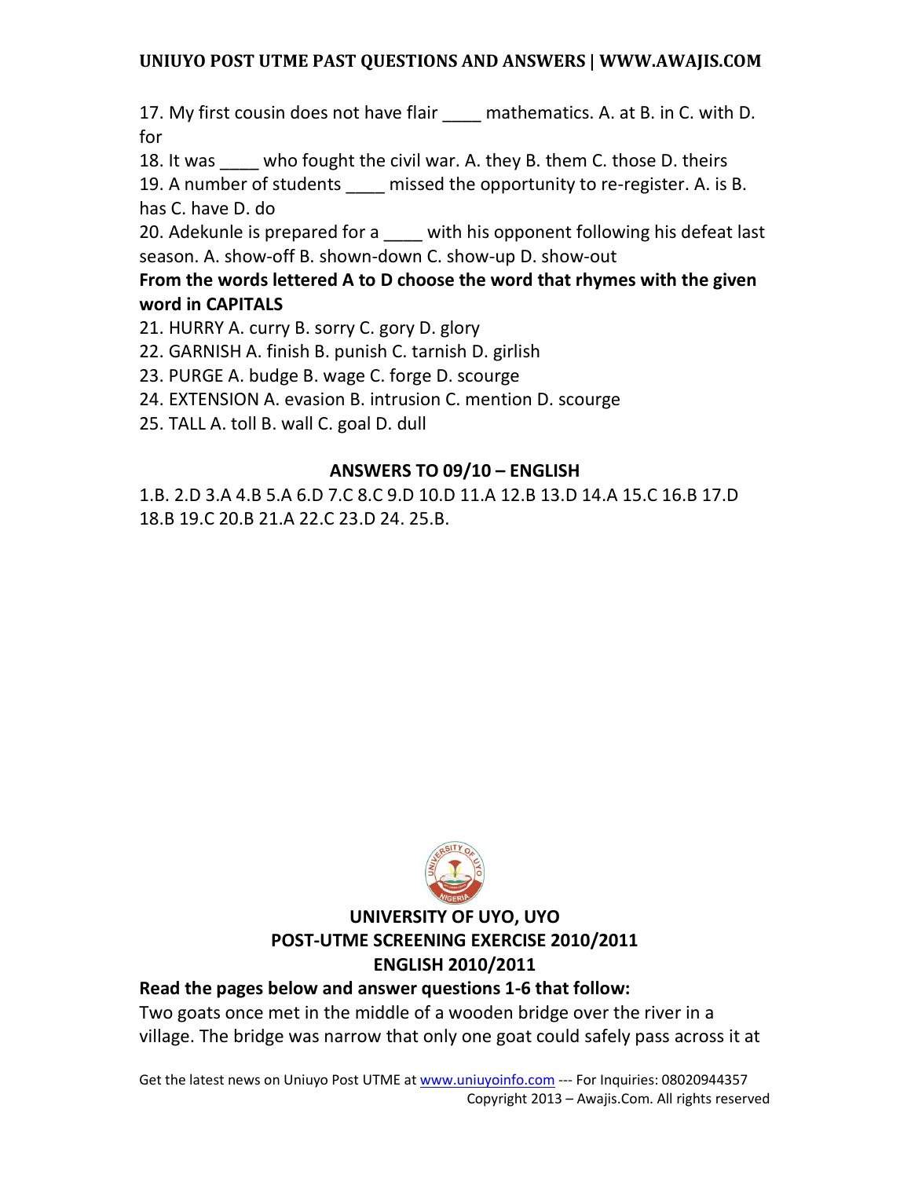17. My first cousin does not have flair ____ mathematics. A. at B. in C. with D. for

18. It was ____ who fought the civil war. A. they B. them C. those D. theirs

19. A number of students ____ missed the opportunity to re-register. A. is B. has C. have D. do

20. Adekunle is prepared for a ____ with his opponent following his defeat last season. A. show-off B. shown-down C. show-up D. show-out

**From the words lettered A to D choose the word that rhymes with the given word in CAPITALS**

21. HURRY A. curry B. sorry C. gory D. glory

22. GARNISH A. finish B. punish C. tarnish D. girlish

23. PURGE A. budge B. wage C. forge D. scourge

24. EXTENSION A. evasion B. intrusion C. mention D. scourge

25. TALL A. toll B. wall C. goal D. dull

## ANSWERS TO 09/10 – ENGLISH

1.B. 2.D 3.A 4.B 5.A 6.D 7.C 8.C 9.D 10.D 11.A 12.B 13.D 14.A 15.C 16.B 17.D 18.B 19.C 20.B 21.A 22.C 23.D 24. 25.B.

## UNIVERSITY OF UYO, UYO
## POST-UTME SCREENING EXERCISE 2010/2011
## ENGLISH 2010/2011

**Read the pages below and answer questions 1-6 that follow:**

Two goats once met in the middle of a wooden bridge over the river in a village. The bridge was narrow that only one goat could safely pass across it at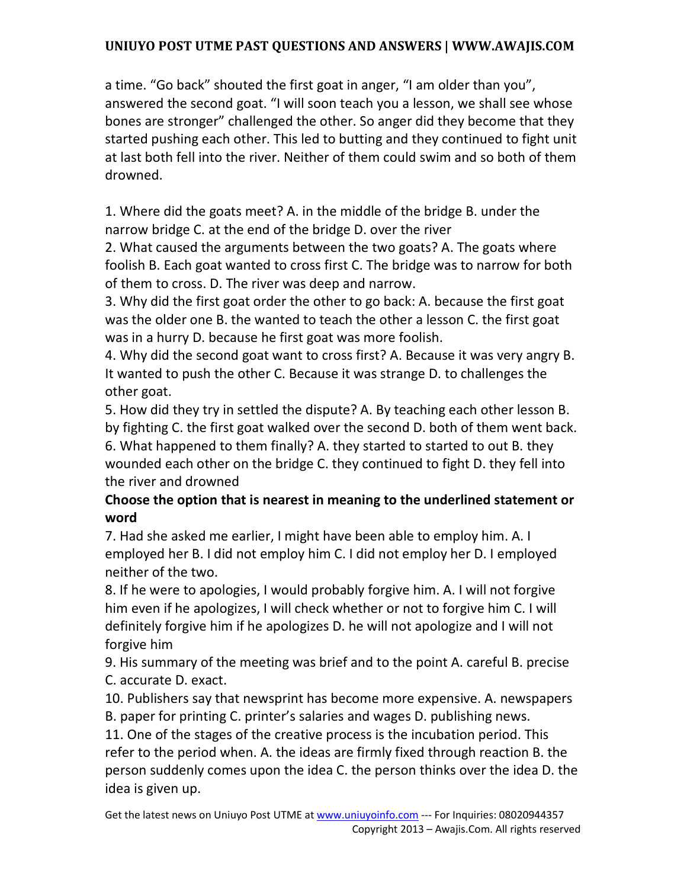a time. "Go back" shouted the first goat in anger, "I am older than you", answered the second goat. "I will soon teach you a lesson, we shall see whose bones are stronger" challenged the other. So anger did they become that they started pushing each other. This led to butting and they continued to fight unit at last both fell into the river. Neither of them could swim and so both of them drowned.

1. Where did the goats meet? A. in the middle of the bridge B. under the narrow bridge C. at the end of the bridge D. over the river
2. What caused the arguments between the two goats? A. The goats where foolish B. Each goat wanted to cross first C. The bridge was to narrow for both of them to cross. D. The river was deep and narrow.
3. Why did the first goat order the other to go back: A. because the first goat was the older one B. the wanted to teach the other a lesson C. the first goat was in a hurry D. because he first goat was more foolish.
4. Why did the second goat want to cross first? A. Because it was very angry B. It wanted to push the other C. Because it was strange D. to challenges the other goat.
5. How did they try in settled the dispute? A. By teaching each other lesson B. by fighting C. the first goat walked over the second D. both of them went back.
6. What happened to them finally? A. they started to started to out B. they wounded each other on the bridge C. they continued to fight D. they fell into the river and drowned

**Choose the option that is nearest in meaning to the underlined statement or word**

7. Had she asked me earlier, I might have been able to employ him. A. I employed her B. I did not employ him C. I did not employ her D. I employed neither of the two.
8. If he were to apologies, I would probably forgive him. A. I will not forgive him even if he apologizes, I will check whether or not to forgive him C. I will definitely forgive him if he apologizes D. he will not apologize and I will not forgive him
9. His summary of the meeting was brief and to the point A. careful B. precise C. accurate D. exact.
10. Publishers say that newsprint has become more expensive. A. newspapers B. paper for printing C. printer's salaries and wages D. publishing news.
11. One of the stages of the creative process is the incubation period. This refer to the period when. A. the ideas are firmly fixed through reaction B. the person suddenly comes upon the idea C. the person thinks over the idea D. the idea is given up.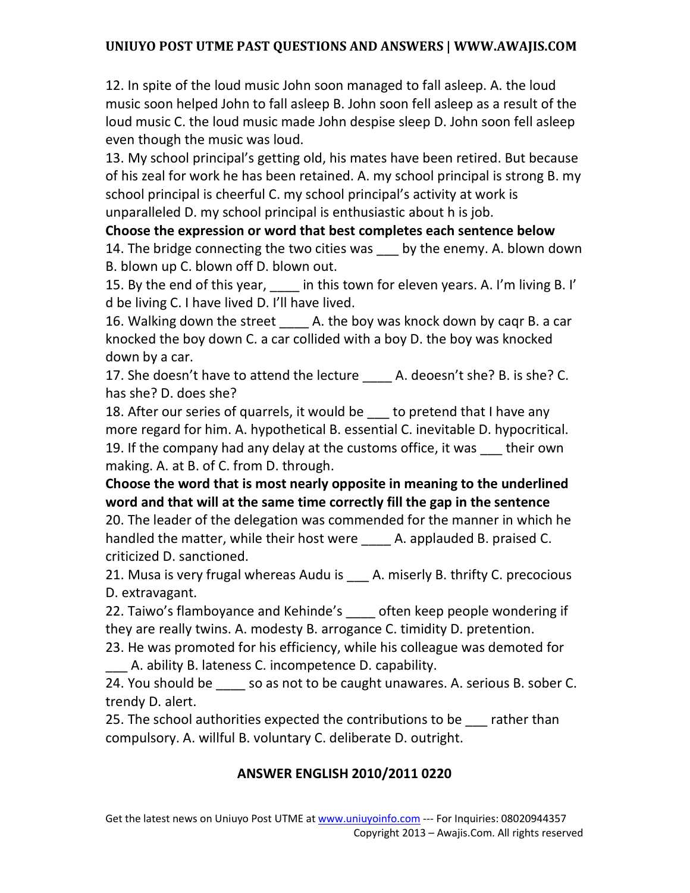12. In spite of the loud music John soon managed to fall asleep. A. the loud music soon helped John to fall asleep B. John soon fell asleep as a result of the loud music C. the loud music made John despise sleep D. John soon fell asleep even though the music was loud.

13. My school principal's getting old, his mates have been retired. But because of his zeal for work he has been retained. A. my school principal is strong B. my school principal is cheerful C. my school principal's activity at work is unparalleled D. my school principal is enthusiastic about h is job.

**Choose the expression or word that best completes each sentence below**

14. The bridge connecting the two cities was ___ by the enemy. A. blown down B. blown up C. blown off D. blown out.

15. By the end of this year, ____ in this town for eleven years. A. I'm living B. I' d be living C. I have lived D. I'll have lived.

16. Walking down the street ____ A. the boy was knock down by caqr B. a car knocked the boy down C. a car collided with a boy D. the boy was knocked down by a car.

17. She doesn't have to attend the lecture ____ A. deoesn't she? B. is she? C. has she? D. does she?

18. After our series of quarrels, it would be ___ to pretend that I have any more regard for him. A. hypothetical B. essential C. inevitable D. hypocritical.

19. If the company had any delay at the customs office, it was ___ their own making. A. at B. of C. from D. through.

**Choose the word that is most nearly opposite in meaning to the underlined word and that will at the same time correctly fill the gap in the sentence**

20. The leader of the delegation was commended for the manner in which he handled the matter, while their host were ____ A. applauded B. praised C. criticized D. sanctioned.

21. Musa is very frugal whereas Audu is ___ A. miserly B. thrifty C. precocious D. extravagant.

22. Taiwo's flamboyance and Kehinde's ____ often keep people wondering if they are really twins. A. modesty B. arrogance C. timidity D. pretention.

23. He was promoted for his efficiency, while his colleague was demoted for ___ A. ability B. lateness C. incompetence D. capability.

24. You should be ____ so as not to be caught unawares. A. serious B. sober C. trendy D. alert.

25. The school authorities expected the contributions to be ___ rather than compulsory. A. willful B. voluntary C. deliberate D. outright.

## ANSWER ENGLISH 2010/2011 0220

Get the latest news on Uniuyo Post UTME at www.uniuyoinfo.com --- For Inquiries: 08020944357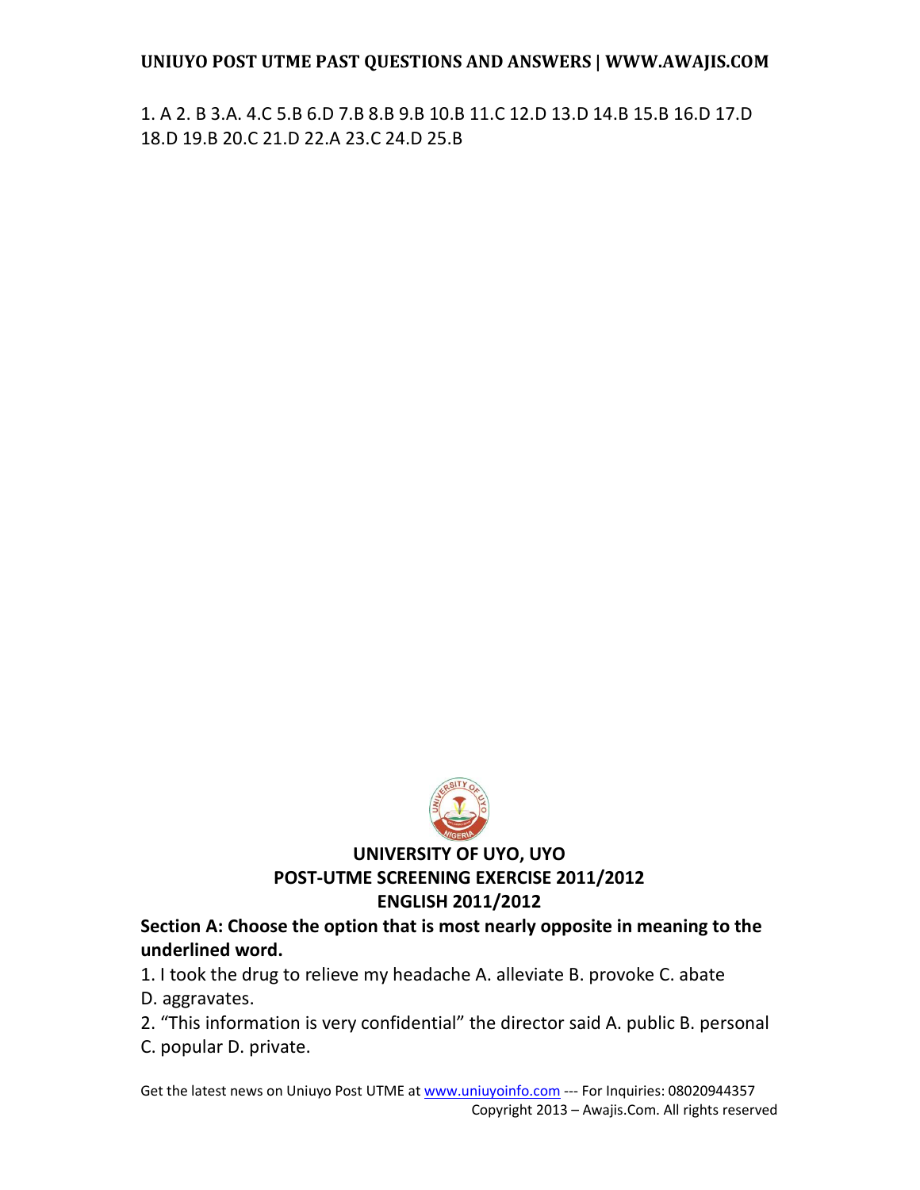1. A 2. B 3.A. 4.C 5.B 6.D 7.B 8.B 9.B 10.B 11.C 12.D 13.D 14.B 15.B 16.D 17.D 18.D 19.B 20.C 21.D 22.A 23.C 24.D 25.B

## UNIVERSITY OF UYO, UYO
## POST-UTME SCREENING EXERCISE 2011/2012
## ENGLISH 2011/2012

**Section A: Choose the option that is most nearly opposite in meaning to the underlined word.**

1. I took the drug to relieve my headache A. alleviate B. provoke C. abate D. aggravates.

2. "This information is very confidential" the director said A. public B. personal C. popular D. private.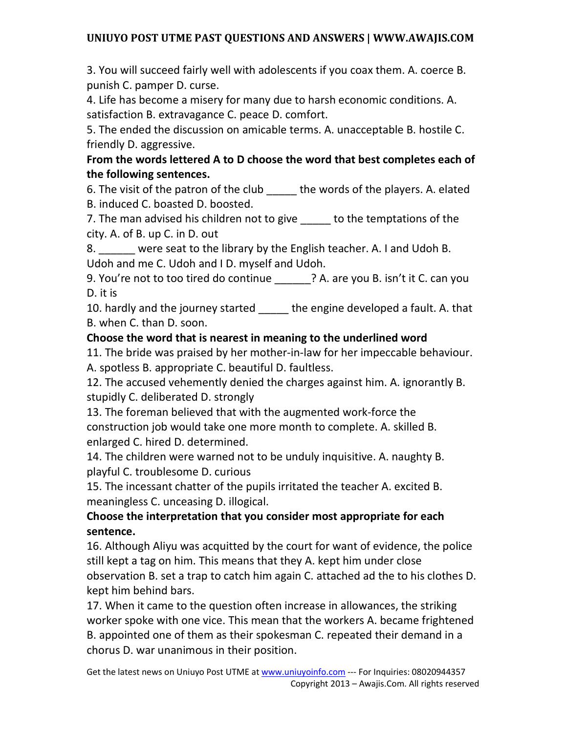3. You will succeed fairly well with adolescents if you coax them. A. coerce B. punish C. pamper D. curse.

4. Life has become a misery for many due to harsh economic conditions. A. satisfaction B. extravagance C. peace D. comfort.

5. The ended the discussion on amicable terms. A. unacceptable B. hostile C. friendly D. aggressive.

**From the words lettered A to D choose the word that best completes each of the following sentences.**

6. The visit of the patron of the club _____ the words of the players. A. elated B. induced C. boasted D. boosted.

7. The man advised his children not to give _____ to the temptations of the city. A. of B. up C. in D. out

8. ______ were seat to the library by the English teacher. A. I and Udoh B. Udoh and me C. Udoh and I D. myself and Udoh.

9. You're not to too tired do continue ______? A. are you B. isn't it C. can you D. it is

10. hardly and the journey started _____ the engine developed a fault. A. that B. when C. than D. soon.

**Choose the word that is nearest in meaning to the underlined word**

11. The bride was praised by her mother-in-law for her impeccable behaviour. A. spotless B. appropriate C. beautiful D. faultless.

12. The accused vehemently denied the charges against him. A. ignorantly B. stupidly C. deliberated D. strongly

13. The foreman believed that with the augmented work-force the construction job would take one more month to complete. A. skilled B. enlarged C. hired D. determined.

14. The children were warned not to be unduly inquisitive. A. naughty B. playful C. troublesome D. curious

15. The incessant chatter of the pupils irritated the teacher A. excited B. meaningless C. unceasing D. illogical.

**Choose the interpretation that you consider most appropriate for each sentence.**

16. Although Aliyu was acquitted by the court for want of evidence, the police still kept a tag on him. This means that they A. kept him under close observation B. set a trap to catch him again C. attached ad the to his clothes D. kept him behind bars.

17. When it came to the question often increase in allowances, the striking worker spoke with one vice. This mean that the workers A. became frightened B. appointed one of them as their spokesman C. repeated their demand in a chorus D. war unanimous in their position.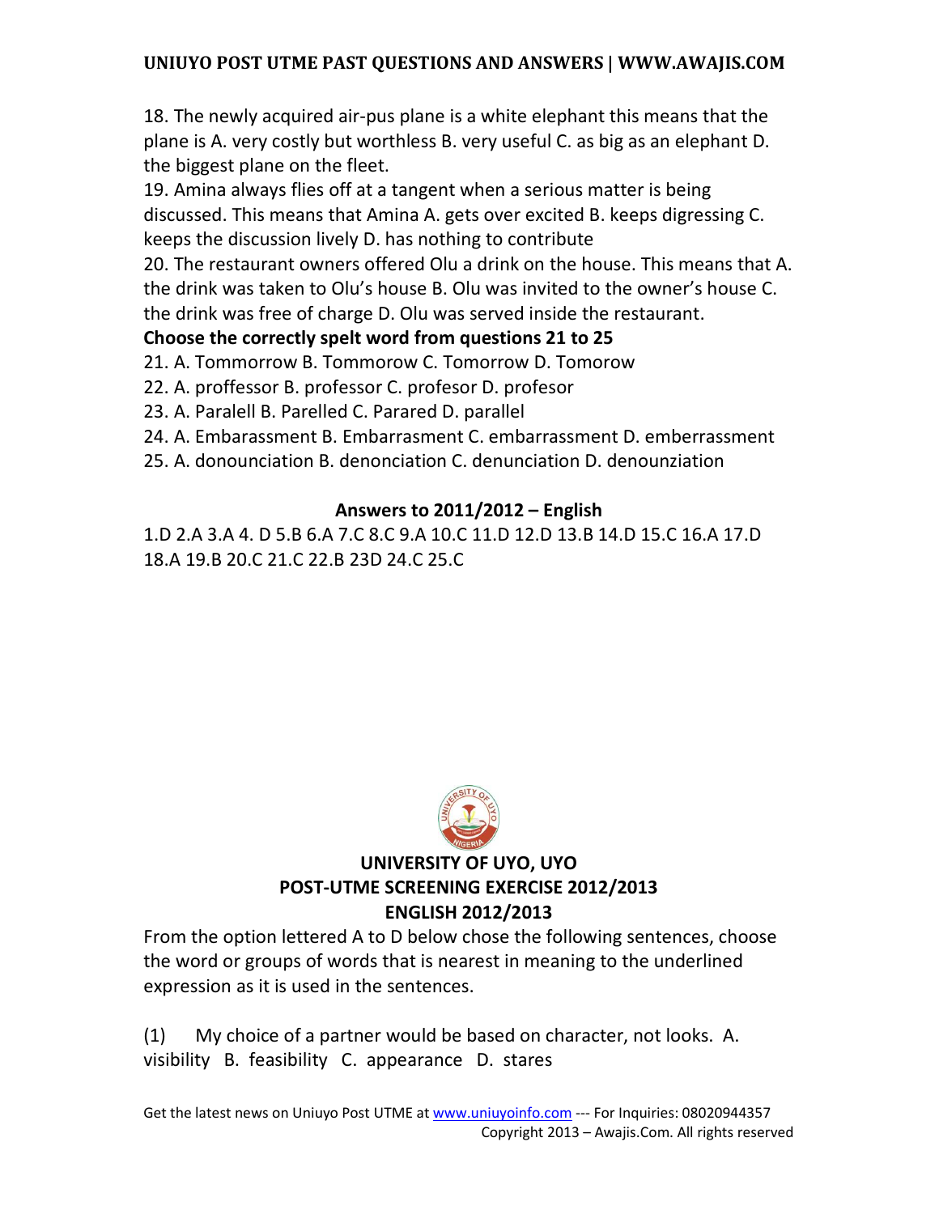18. The newly acquired air-pus plane is a white elephant this means that the plane is A. very costly but worthless B. very useful C. as big as an elephant D. the biggest plane on the fleet.

19. Amina always flies off at a tangent when a serious matter is being discussed. This means that Amina A. gets over excited B. keeps digressing C. keeps the discussion lively D. has nothing to contribute

20. The restaurant owners offered Olu a drink on the house. This means that A. the drink was taken to Olu's house B. Olu was invited to the owner's house C. the drink was free of charge D. Olu was served inside the restaurant.

**Choose the correctly spelt word from questions 21 to 25**

21. A. Tommorrow B. Tommorow C. Tomorrow D. Tomorow
22. A. proffessor B. professor C. profesor D. profesor
23. A. Paralell B. Parelled C. Parared D. parallel
24. A. Embarassment B. Embarrasment C. embarrassment D. emberrassment
25. A. donounciation B. denonciation C. denunciation D. denounziation

**Answers to 2011/2012 – English**

1.D 2.A 3.A 4. D 5.B 6.A 7.C 8.C 9.A 10.C 11.D 12.D 13.B 14.D 15.C 16.A 17.D 18.A 19.B 20.C 21.C 22.B 23D 24.C 25.C

## UNIVERSITY OF UYO, UYO
## POST-UTME SCREENING EXERCISE 2012/2013
## ENGLISH 2012/2013

From the option lettered A to D below chose the following sentences, choose the word or groups of words that is nearest in meaning to the underlined expression as it is used in the sentences.

(1) My choice of a partner would be based on character, not looks. A. visibility B. feasibility C. appearance D. stares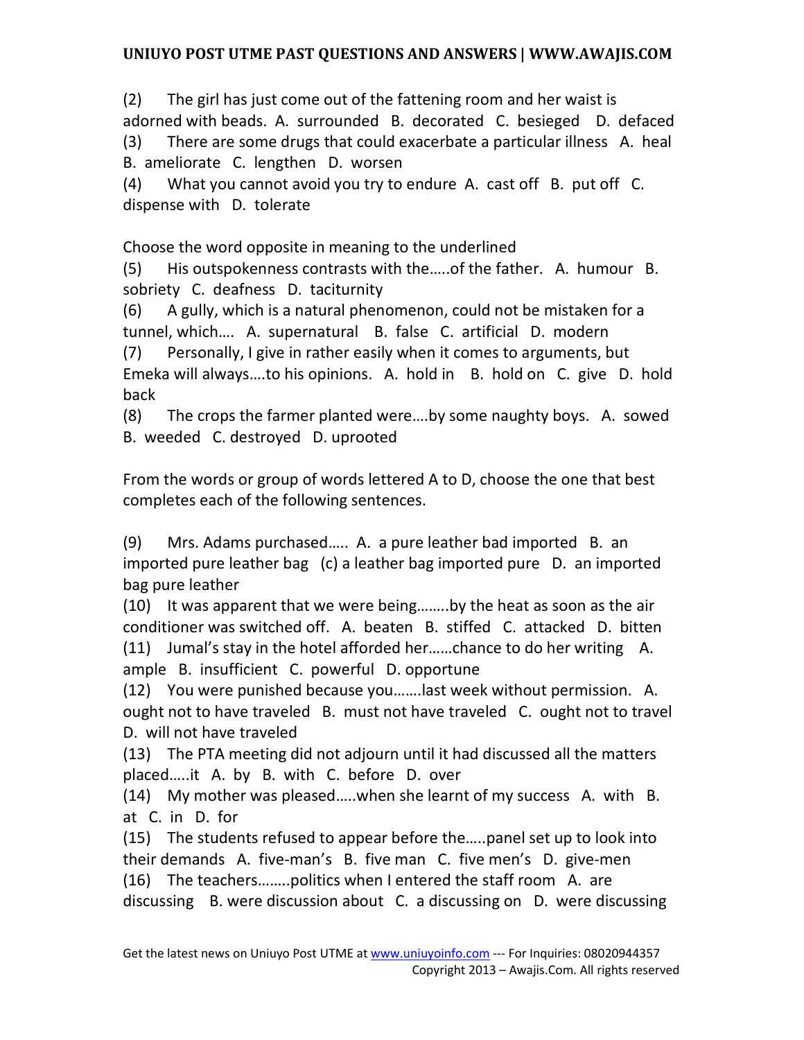(2) The girl has just come out of the fattening room and her waist is adorned with beads. A. surrounded B. decorated C. besieged D. defaced

(3) There are some drugs that could exacerbate a particular illness A. heal B. ameliorate C. lengthen D. worsen

(4) What you cannot avoid you try to endure A. cast off B. put off C. dispense with D. tolerate

Choose the word opposite in meaning to the underlined

(5) His outspokenness contrasts with the…..of the father. A. humour B. sobriety C. deafness D. taciturnity

(6) A gully, which is a natural phenomenon, could not be mistaken for a tunnel, which…. A. supernatural B. false C. artificial D. modern

(7) Personally, I give in rather easily when it comes to arguments, but Emeka will always….to his opinions. A. hold in B. hold on C. give D. hold back

(8) The crops the farmer planted were….by some naughty boys. A. sowed B. weeded C. destroyed D. uprooted

From the words or group of words lettered A to D, choose the one that best completes each of the following sentences.

(9) Mrs. Adams purchased….. A. a pure leather bad imported B. an imported pure leather bag (c) a leather bag imported pure D. an imported bag pure leather

(10) It was apparent that we were being……..by the heat as soon as the air conditioner was switched off. A. beaten B. stiffed C. attacked D. bitten

(11) Jumal's stay in the hotel afforded her……chance to do her writing A. ample B. insufficient C. powerful D. opportune

(12) You were punished because you…….last week without permission. A. ought not to have traveled B. must not have traveled C. ought not to travel D. will not have traveled

(13) The PTA meeting did not adjourn until it had discussed all the matters placed…..it A. by B. with C. before D. over

(14) My mother was pleased…..when she learnt of my success A. with B. at C. in D. for

(15) The students refused to appear before the…..panel set up to look into their demands A. five-man's B. five man C. five men's D. give-men

(16) The teachers……..politics when I entered the staff room A. are discussing B. were discussion about C. a discussing on D. were discussing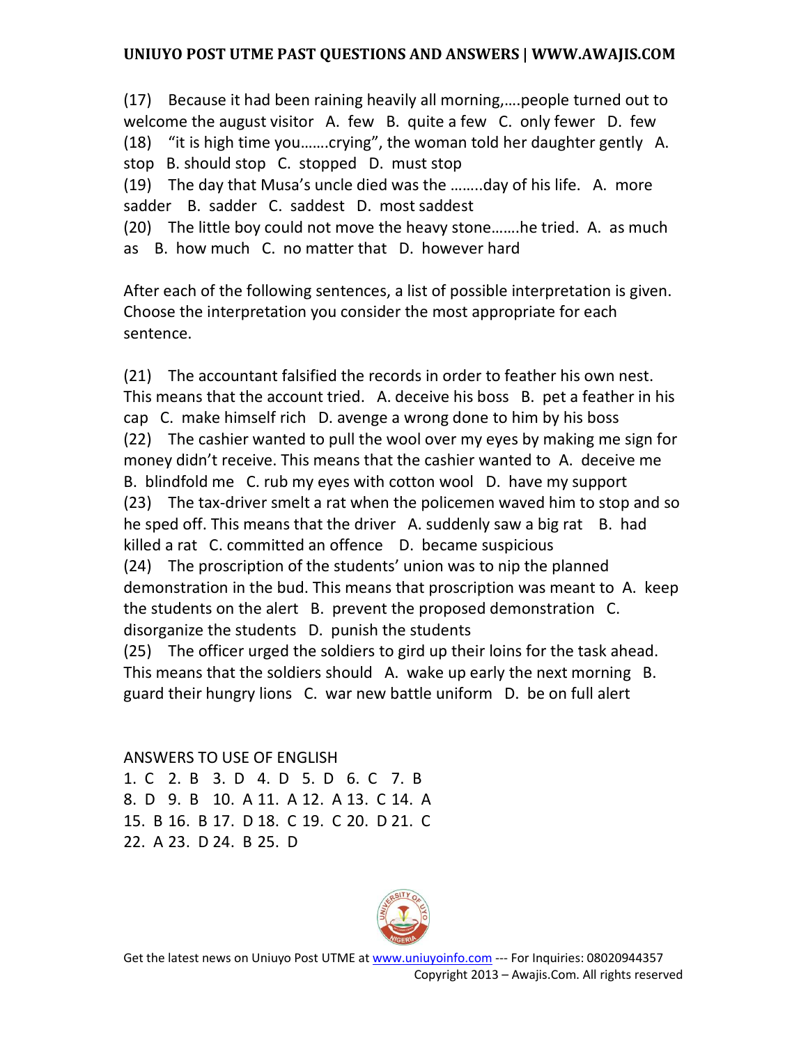(17) Because it had been raining heavily all morning,….people turned out to welcome the august visitor A. few B. quite a few C. only fewer D. few
(18) "it is high time you…….crying", the woman told her daughter gently A. stop B. should stop C. stopped D. must stop
(19) The day that Musa's uncle died was the ……..day of his life. A. more sadder B. sadder C. saddest D. most saddest
(20) The little boy could not move the heavy stone…….he tried. A. as much as B. how much C. no matter that D. however hard

After each of the following sentences, a list of possible interpretation is given. Choose the interpretation you consider the most appropriate for each sentence.

(21) The accountant falsified the records in order to feather his own nest. This means that the account tried. A. deceive his boss B. pet a feather in his cap C. make himself rich D. avenge a wrong done to him by his boss
(22) The cashier wanted to pull the wool over my eyes by making me sign for money didn't receive. This means that the cashier wanted to A. deceive me B. blindfold me C. rub my eyes with cotton wool D. have my support
(23) The tax-driver smelt a rat when the policemen waved him to stop and so he sped off. This means that the driver A. suddenly saw a big rat B. had killed a rat C. committed an offence D. became suspicious
(24) The proscription of the students' union was to nip the planned demonstration in the bud. This means that proscription was meant to A. keep the students on the alert B. prevent the proposed demonstration C. disorganize the students D. punish the students
(25) The officer urged the soldiers to gird up their loins for the task ahead. This means that the soldiers should A. wake up early the next morning B. guard their hungry lions C. war new battle uniform D. be on full alert

ANSWERS TO USE OF ENGLISH
1. C 2. B 3. D 4. D 5. D 6. C 7. B
8. D 9. B 10. A 11. A 12. A 13. C 14. A
15. B 16. B 17. D 18. C 19. C 20. D 21. C
22. A 23. D 24. B 25. D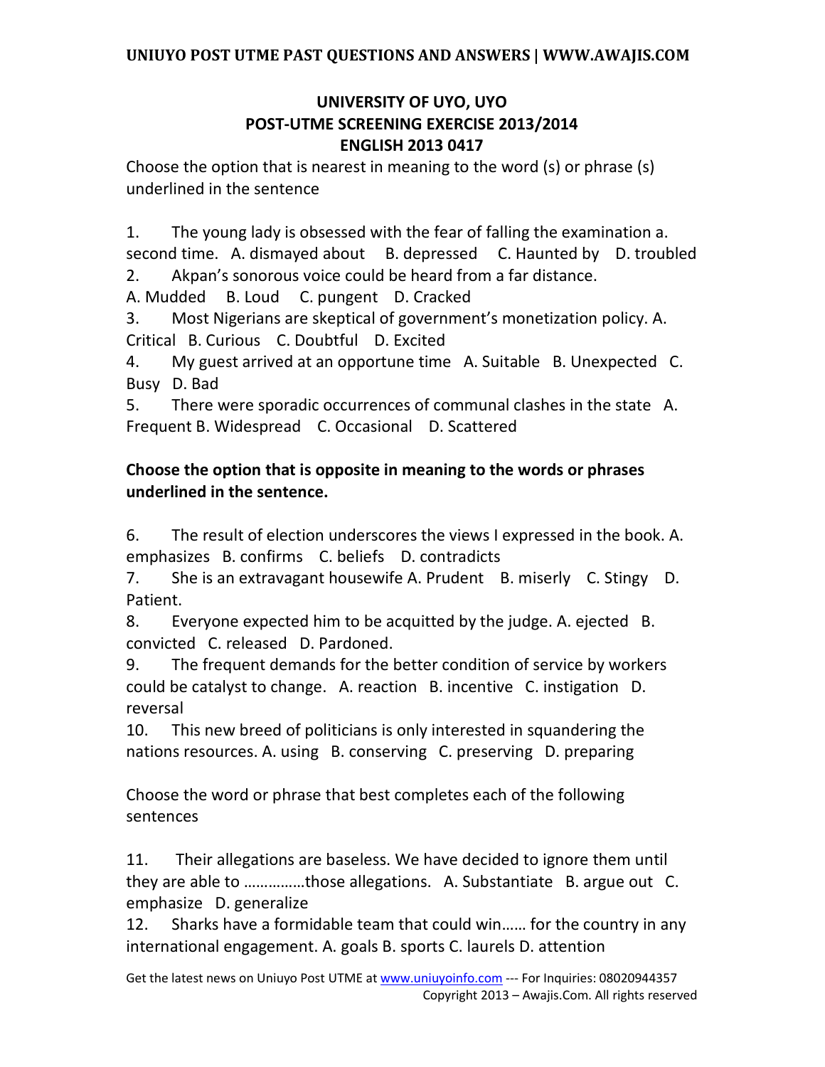## UNIVERSITY OF UYO, UYO
## POST-UTME SCREENING EXERCISE 2013/2014
## ENGLISH 2013 0417

Choose the option that is nearest in meaning to the word (s) or phrase (s) underlined in the sentence

1. The young lady is obsessed with the fear of falling the examination a. second time. A. dismayed about B. depressed C. Haunted by D. troubled
2. Akpan's sonorous voice could be heard from a far distance. A. Mudded B. Loud C. pungent D. Cracked
3. Most Nigerians are skeptical of government's monetization policy. A. Critical B. Curious C. Doubtful D. Excited
4. My guest arrived at an opportune time A. Suitable B. Unexpected C. Busy D. Bad
5. There were sporadic occurrences of communal clashes in the state A. Frequent B. Widespread C. Occasional D. Scattered

**Choose the option that is opposite in meaning to the words or phrases underlined in the sentence.**

6. The result of election underscores the views I expressed in the book. A. emphasizes B. confirms C. beliefs D. contradicts
7. She is an extravagant housewife A. Prudent B. miserly C. Stingy D. Patient.
8. Everyone expected him to be acquitted by the judge. A. ejected B. convicted C. released D. Pardoned.
9. The frequent demands for the better condition of service by workers could be catalyst to change. A. reaction B. incentive C. instigation D. reversal
10. This new breed of politicians is only interested in squandering the nations resources. A. using B. conserving C. preserving D. preparing

Choose the word or phrase that best completes each of the following sentences

11. Their allegations are baseless. We have decided to ignore them until they are able to ……………those allegations. A. Substantiate B. argue out C. emphasize D. generalize
12. Sharks have a formidable team that could win…… for the country in any international engagement. A. goals B. sports C. laurels D. attention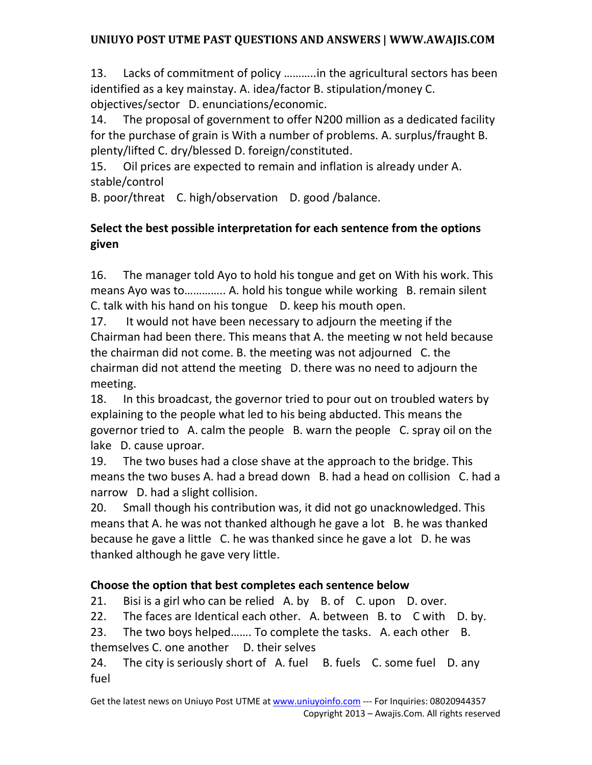13. Lacks of commitment of policy ………..in the agricultural sectors has been identified as a key mainstay. A. idea/factor B. stipulation/money C. objectives/sector D. enunciations/economic.

14. The proposal of government to offer N200 million as a dedicated facility for the purchase of grain is With a number of problems. A. surplus/fraught B. plenty/lifted C. dry/blessed D. foreign/constituted.

15. Oil prices are expected to remain and inflation is already under A. stable/control
B. poor/threat C. high/observation D. good /balance.

**Select the best possible interpretation for each sentence from the options given**

16. The manager told Ayo to hold his tongue and get on With his work. This means Ayo was to…………. A. hold his tongue while working B. remain silent C. talk with his hand on his tongue D. keep his mouth open.

17. It would not have been necessary to adjourn the meeting if the Chairman had been there. This means that A. the meeting w not held because the chairman did not come. B. the meeting was not adjourned C. the chairman did not attend the meeting D. there was no need to adjourn the meeting.

18. In this broadcast, the governor tried to pour out on troubled waters by explaining to the people what led to his being abducted. This means the governor tried to A. calm the people B. warn the people C. spray oil on the lake D. cause uproar.

19. The two buses had a close shave at the approach to the bridge. This means the two buses A. had a bread down B. had a head on collision C. had a narrow D. had a slight collision.

20. Small though his contribution was, it did not go unacknowledged. This means that A. he was not thanked although he gave a lot B. he was thanked because he gave a little C. he was thanked since he gave a lot D. he was thanked although he gave very little.

**Choose the option that best completes each sentence below**

21. Bisi is a girl who can be relied A. by B. of C. upon D. over.

22. The faces are Identical each other. A. between B. to C with D. by.

23. The two boys helped……. To complete the tasks. A. each other B. themselves C. one another D. their selves

24. The city is seriously short of A. fuel B. fuels C. some fuel D. any fuel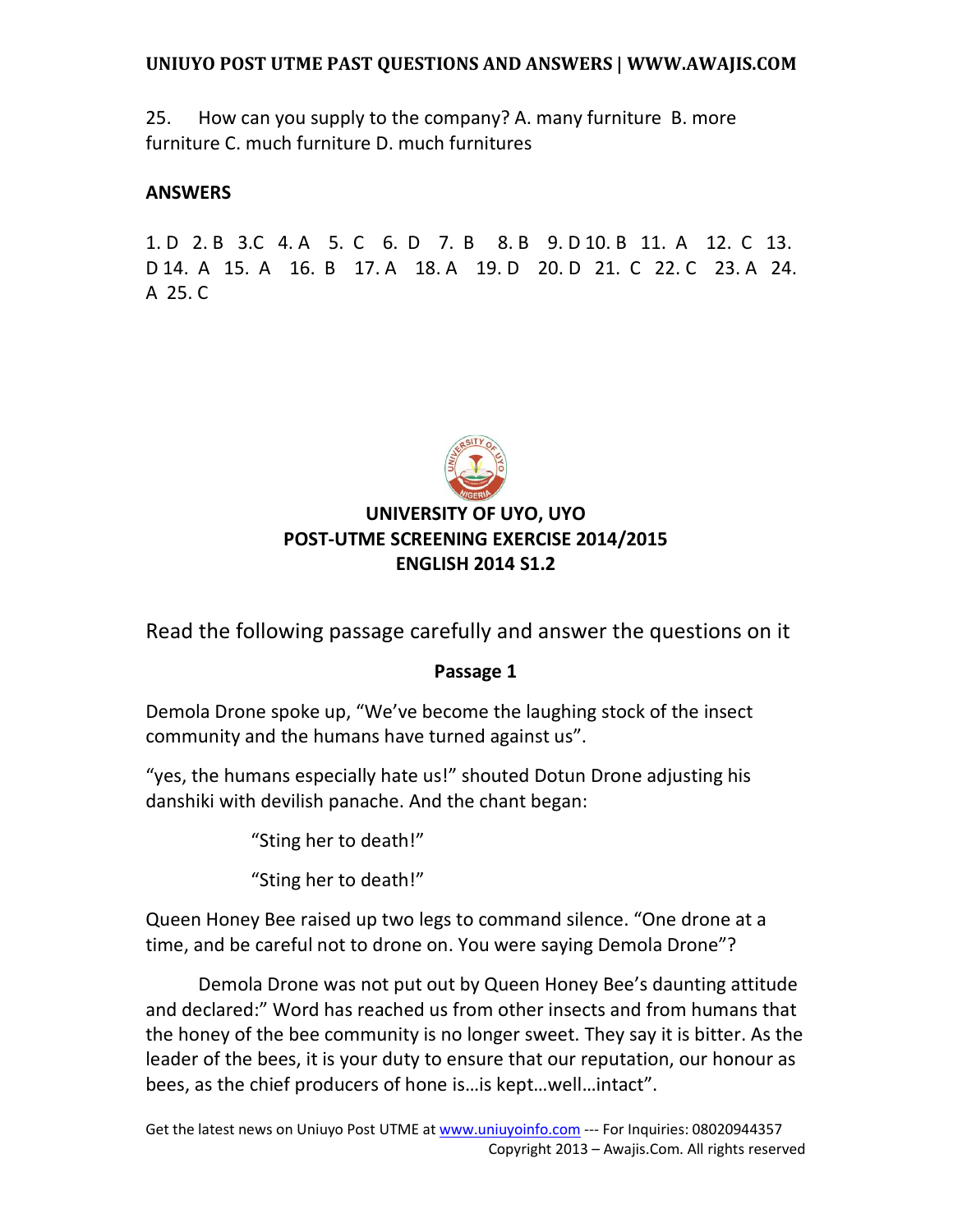25. How can you supply to the company? A. many furniture B. more furniture C. much furniture D. much furnitures

**ANSWERS**

1. D 2. B 3.C 4. A 5. C 6. D 7. B 8. B 9. D 10. B 11. A 12. C 13. D 14. A 15. A 16. B 17. A 18. A 19. D 20. D 21. C 22. C 23. A 24. A 25. C

## UNIVERSITY OF UYO, UYO
## POST-UTME SCREENING EXERCISE 2014/2015
## ENGLISH 2014 S1.2

Read the following passage carefully and answer the questions on it

**Passage 1**

Demola Drone spoke up, "We've become the laughing stock of the insect community and the humans have turned against us".

"yes, the humans especially hate us!" shouted Dotun Drone adjusting his danshiki with devilish panache. And the chant began:

"Sting her to death!"

"Sting her to death!"

Queen Honey Bee raised up two legs to command silence. "One drone at a time, and be careful not to drone on. You were saying Demola Drone"?

Demola Drone was not put out by Queen Honey Bee's daunting attitude and declared:" Word has reached us from other insects and from humans that the honey of the bee community is no longer sweet. They say it is bitter. As the leader of the bees, it is your duty to ensure that our reputation, our honour as bees, as the chief producers of hone is…is kept…well…intact".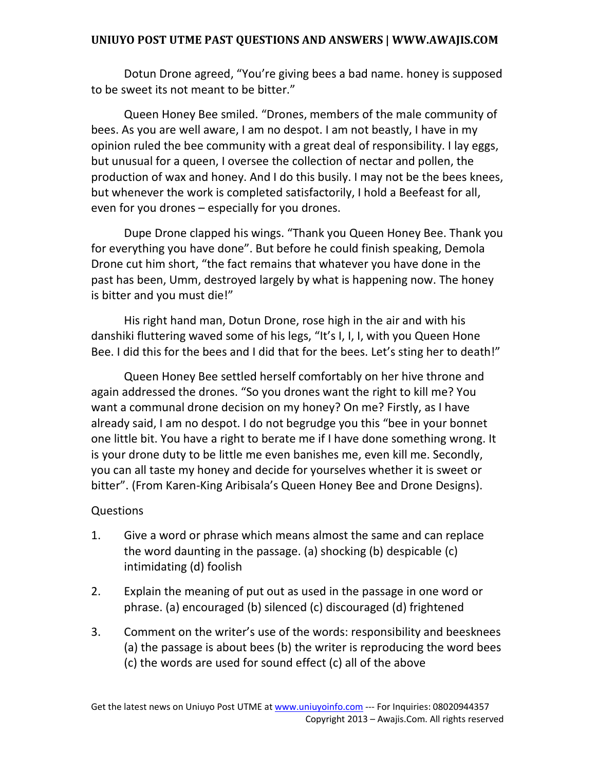Dotun Drone agreed, "You're giving bees a bad name. honey is supposed to be sweet its not meant to be bitter."

Queen Honey Bee smiled. "Drones, members of the male community of bees. As you are well aware, I am no despot. I am not beastly, I have in my opinion ruled the bee community with a great deal of responsibility. I lay eggs, but unusual for a queen, I oversee the collection of nectar and pollen, the production of wax and honey. And I do this busily. I may not be the bees knees, but whenever the work is completed satisfactorily, I hold a Beefeast for all, even for you drones – especially for you drones.

Dupe Drone clapped his wings. "Thank you Queen Honey Bee. Thank you for everything you have done". But before he could finish speaking, Demola Drone cut him short, "the fact remains that whatever you have done in the past has been, Umm, destroyed largely by what is happening now. The honey is bitter and you must die!"

His right hand man, Dotun Drone, rose high in the air and with his danshiki fluttering waved some of his legs, "It's I, I, I, with you Queen Hone Bee. I did this for the bees and I did that for the bees. Let's sting her to death!"

Queen Honey Bee settled herself comfortably on her hive throne and again addressed the drones. "So you drones want the right to kill me? You want a communal drone decision on my honey? On me? Firstly, as I have already said, I am no despot. I do not begrudge you this "bee in your bonnet one little bit. You have a right to berate me if I have done something wrong. It is your drone duty to be little me even banishes me, even kill me. Secondly, you can all taste my honey and decide for yourselves whether it is sweet or bitter". (From Karen-King Aribisala's Queen Honey Bee and Drone Designs).

Questions

1. Give a word or phrase which means almost the same and can replace the word daunting in the passage. (a) shocking (b) despicable (c) intimidating (d) foolish
2. Explain the meaning of put out as used in the passage in one word or phrase. (a) encouraged (b) silenced (c) discouraged (d) frightened
3. Comment on the writer's use of the words: responsibility and beesknees (a) the passage is about bees (b) the writer is reproducing the word bees (c) the words are used for sound effect (c) all of the above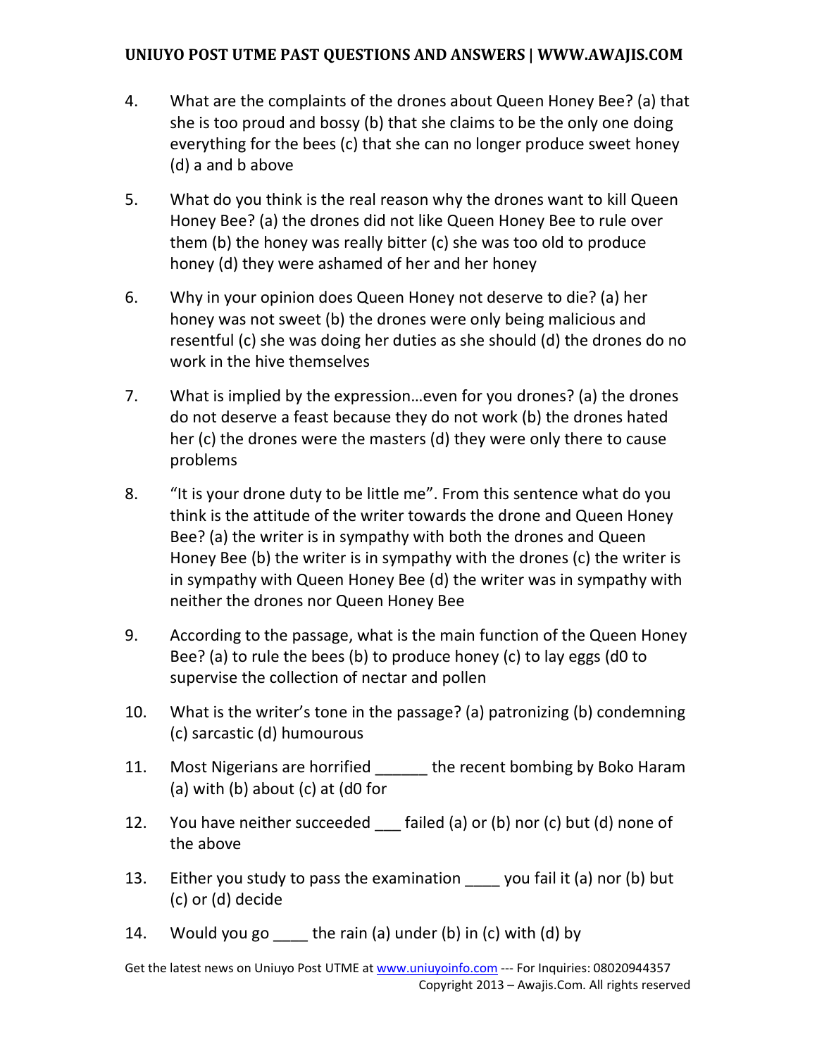4. What are the complaints of the drones about Queen Honey Bee? (a) that she is too proud and bossy (b) that she claims to be the only one doing everything for the bees (c) that she can no longer produce sweet honey (d) a and b above

5. What do you think is the real reason why the drones want to kill Queen Honey Bee? (a) the drones did not like Queen Honey Bee to rule over them (b) the honey was really bitter (c) she was too old to produce honey (d) they were ashamed of her and her honey

6. Why in your opinion does Queen Honey not deserve to die? (a) her honey was not sweet (b) the drones were only being malicious and resentful (c) she was doing her duties as she should (d) the drones do no work in the hive themselves

7. What is implied by the expression…even for you drones? (a) the drones do not deserve a feast because they do not work (b) the drones hated her (c) the drones were the masters (d) they were only there to cause problems

8. "It is your drone duty to be little me". From this sentence what do you think is the attitude of the writer towards the drone and Queen Honey Bee? (a) the writer is in sympathy with both the drones and Queen Honey Bee (b) the writer is in sympathy with the drones (c) the writer is in sympathy with Queen Honey Bee (d) the writer was in sympathy with neither the drones nor Queen Honey Bee

9. According to the passage, what is the main function of the Queen Honey Bee? (a) to rule the bees (b) to produce honey (c) to lay eggs (d0 to supervise the collection of nectar and pollen

10. What is the writer's tone in the passage? (a) patronizing (b) condemning (c) sarcastic (d) humourous

11. Most Nigerians are horrified ______ the recent bombing by Boko Haram (a) with (b) about (c) at (d0 for

12. You have neither succeeded ___ failed (a) or (b) nor (c) but (d) none of the above

13. Either you study to pass the examination ____ you fail it (a) nor (b) but (c) or (d) decide

14. Would you go ____ the rain (a) under (b) in (c) with (d) by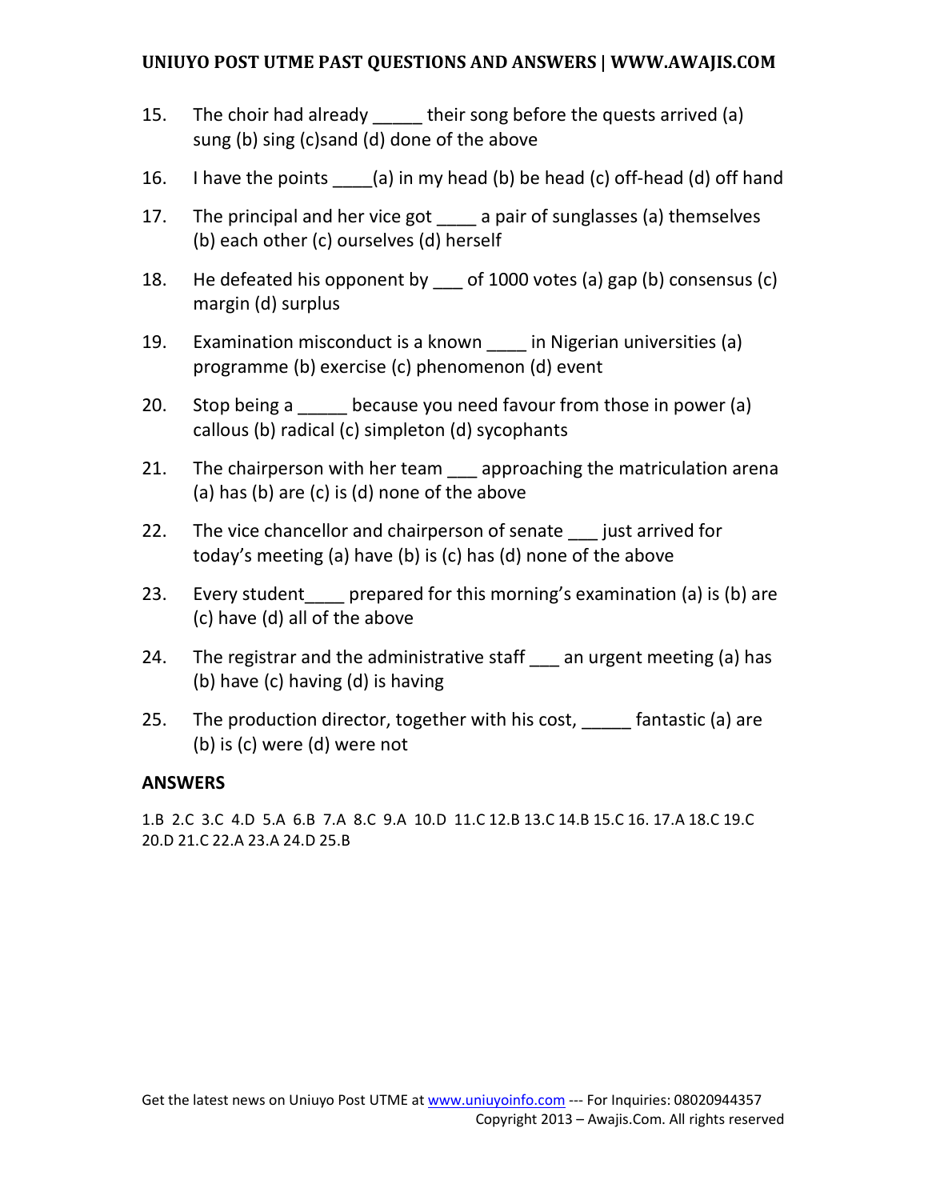15. The choir had already _____ their song before the quests arrived (a) sung (b) sing (c)sand (d) done of the above

16. I have the points ____(a) in my head (b) be head (c) off-head (d) off hand

17. The principal and her vice got ____ a pair of sunglasses (a) themselves (b) each other (c) ourselves (d) herself

18. He defeated his opponent by ___ of 1000 votes (a) gap (b) consensus (c) margin (d) surplus

19. Examination misconduct is a known ____ in Nigerian universities (a) programme (b) exercise (c) phenomenon (d) event

20. Stop being a _____ because you need favour from those in power (a) callous (b) radical (c) simpleton (d) sycophants

21. The chairperson with her team ___ approaching the matriculation arena (a) has (b) are (c) is (d) none of the above

22. The vice chancellor and chairperson of senate ___ just arrived for today's meeting (a) have (b) is (c) has (d) none of the above

23. Every student____ prepared for this morning's examination (a) is (b) are (c) have (d) all of the above

24. The registrar and the administrative staff ___ an urgent meeting (a) has (b) have (c) having (d) is having

25. The production director, together with his cost, _____ fantastic (a) are (b) is (c) were (d) were not

**ANSWERS**

1.B 2.C 3.C 4.D 5.A 6.B 7.A 8.C 9.A 10.D 11.C 12.B 13.C 14.B 15.C 16. 17.A 18.C 19.C 20.D 21.C 22.A 23.A 24.D 25.B